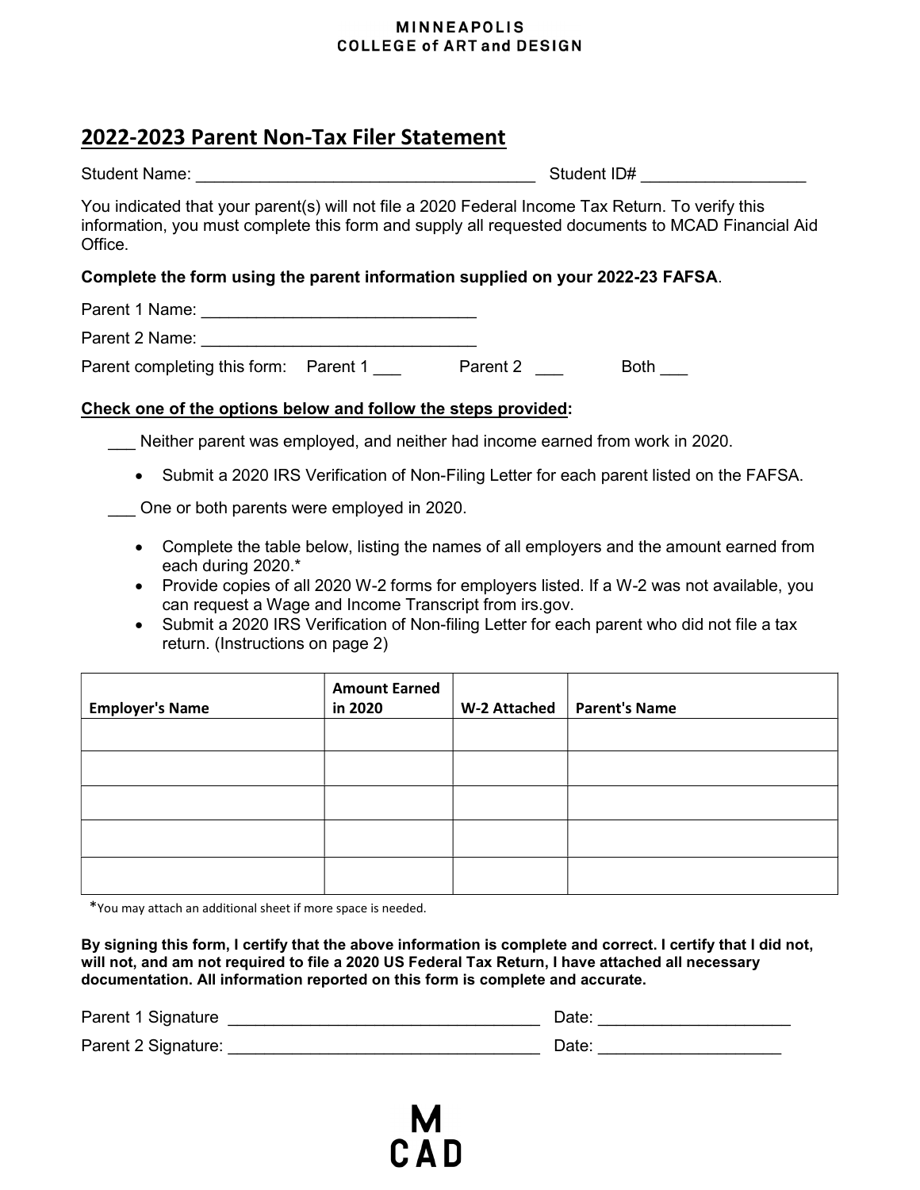MINNEAPOLIS
COLLEGE of ART and DESIGN

## 2022-2023 Parent Non-Tax Filer Statement

Student Name: ____________________________________ Student ID# _________________

You indicated that your parent(s) will not file a 2020 Federal Income Tax Return. To verify this information, you must complete this form and supply all requested documents to MCAD Financial Aid Office.

**Complete the form using the parent information supplied on your 2022-23 FAFSA**.

Parent 1 Name: _____________________________

Parent 2 Name: _____________________________

Parent completing this form: Parent 1 ___ Parent 2 ___ Both ___

**Check one of the options below and follow the steps provided:**

___ Neither parent was employed, and neither had income earned from work in 2020.

- Submit a 2020 IRS Verification of Non-Filing Letter for each parent listed on the FAFSA.

___ One or both parents were employed in 2020.

- Complete the table below, listing the names of all employers and the amount earned from each during 2020.*
- Provide copies of all 2020 W-2 forms for employers listed. If a W-2 was not available, you can request a Wage and Income Transcript from irs.gov.
- Submit a 2020 IRS Verification of Non-filing Letter for each parent who did not file a tax return. (Instructions on page 2)

| Employer's Name | Amount Earned in 2020 | W-2 Attached | Parent's Name |
|---|---|---|---|
| | | | |
| | | | |
| | | | |
| | | | |
| | | | |

*You may attach an additional sheet if more space is needed.

**By signing this form, I certify that the above information is complete and correct. I certify that I did not, will not, and am not required to file a 2020 US Federal Tax Return, I have attached all necessary documentation. All information reported on this form is complete and accurate.**

Parent 1 Signature _________________________________ Date: ____________________

Parent 2 Signature: _________________________________ Date: ___________________

M
CAD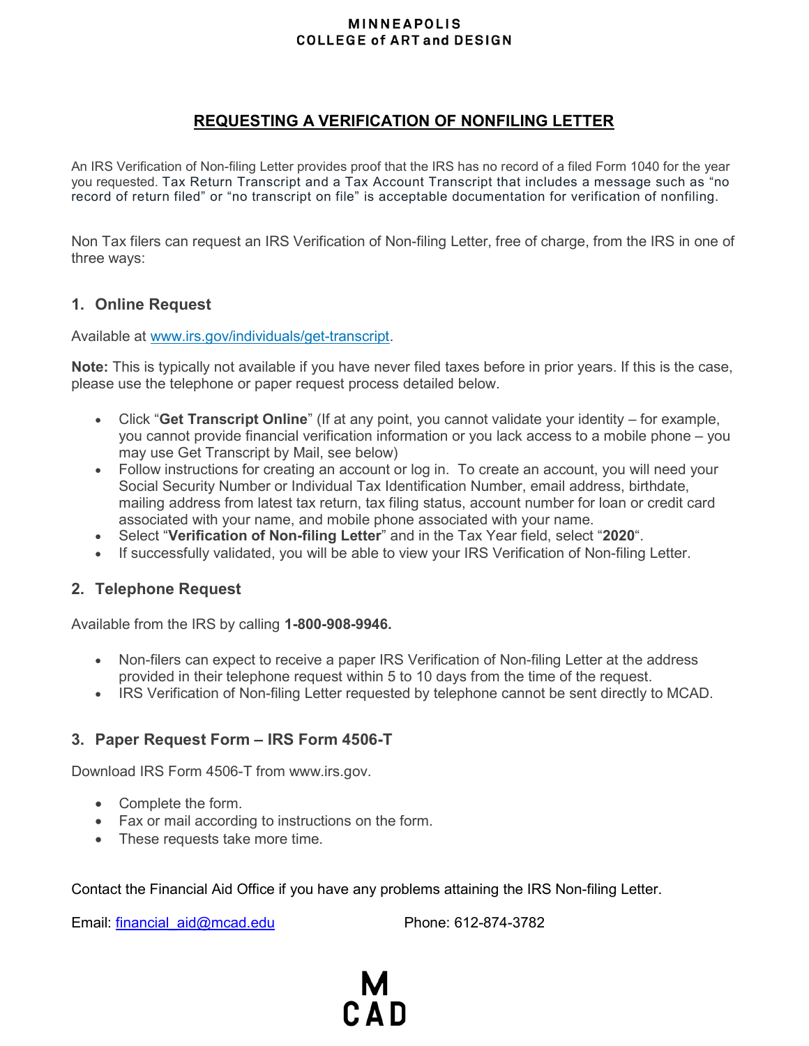MINNEAPOLIS
COLLEGE of ART and DESIGN

# REQUESTING A VERIFICATION OF NONFILING LETTER

An IRS Verification of Non-filing Letter provides proof that the IRS has no record of a filed Form 1040 for the year you requested. Tax Return Transcript and a Tax Account Transcript that includes a message such as "no record of return filed" or "no transcript on file" is acceptable documentation for verification of nonfiling.

Non Tax filers can request an IRS Verification of Non-filing Letter, free of charge, from the IRS in one of three ways:

## 1. Online Request

Available at www.irs.gov/individuals/get-transcript.

**Note:** This is typically not available if you have never filed taxes before in prior years. If this is the case, please use the telephone or paper request process detailed below.

- Click "**Get Transcript Online**" (If at any point, you cannot validate your identity – for example, you cannot provide financial verification information or you lack access to a mobile phone – you may use Get Transcript by Mail, see below)
- Follow instructions for creating an account or log in. To create an account, you will need your Social Security Number or Individual Tax Identification Number, email address, birthdate, mailing address from latest tax return, tax filing status, account number for loan or credit card associated with your name, and mobile phone associated with your name.
- Select "**Verification of Non-filing Letter**" and in the Tax Year field, select "**2020**".
- If successfully validated, you will be able to view your IRS Verification of Non-filing Letter.

## 2. Telephone Request

Available from the IRS by calling **1-800-908-9946.**

- Non-filers can expect to receive a paper IRS Verification of Non-filing Letter at the address provided in their telephone request within 5 to 10 days from the time of the request.
- IRS Verification of Non-filing Letter requested by telephone cannot be sent directly to MCAD.

## 3. Paper Request Form – IRS Form 4506-T

Download IRS Form 4506-T from www.irs.gov.

- Complete the form.
- Fax or mail according to instructions on the form.
- These requests take more time.

Contact the Financial Aid Office if you have any problems attaining the IRS Non-filing Letter.

Email: financial_aid@mcad.edu  Phone: 612-874-3782

M
CAD